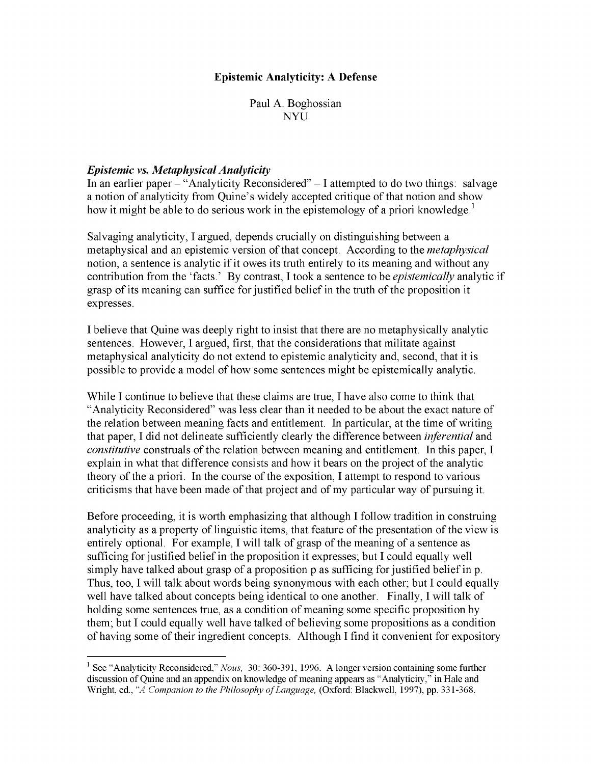# Epistemic Analyticity: A Defense

Paul A. Boghossian
NYU

### *Epistemic vs. Metaphysical Analyticity*

In an earlier paper – "Analyticity Reconsidered" – I attempted to do two things: salvage a notion of analyticity from Quine's widely accepted critique of that notion and show how it might be able to do serious work in the epistemology of a priori knowledge.[1]

Salvaging analyticity, I argued, depends crucially on distinguishing between a metaphysical and an epistemic version of that concept. According to the *metaphysical* notion, a sentence is analytic if it owes its truth entirely to its meaning and without any contribution from the 'facts.' By contrast, I took a sentence to be *epistemically* analytic if grasp of its meaning can suffice for justified belief in the truth of the proposition it expresses.

I believe that Quine was deeply right to insist that there are no metaphysically analytic sentences. However, I argued, first, that the considerations that militate against metaphysical analyticity do not extend to epistemic analyticity and, second, that it is possible to provide a model of how some sentences might be epistemically analytic.

While I continue to believe that these claims are true, I have also come to think that "Analyticity Reconsidered" was less clear than it needed to be about the exact nature of the relation between meaning facts and entitlement. In particular, at the time of writing that paper, I did not delineate sufficiently clearly the difference between *inferential* and *constitutive* construals of the relation between meaning and entitlement. In this paper, I explain in what that difference consists and how it bears on the project of the analytic theory of the a priori. In the course of the exposition, I attempt to respond to various criticisms that have been made of that project and of my particular way of pursuing it.

Before proceeding, it is worth emphasizing that although I follow tradition in construing analyticity as a property of linguistic items, that feature of the presentation of the view is entirely optional. For example, I will talk of grasp of the meaning of a sentence as sufficing for justified belief in the proposition it expresses; but I could equally well simply have talked about grasp of a proposition p as sufficing for justified belief in p. Thus, too, I will talk about words being synonymous with each other; but I could equally well have talked about concepts being identical to one another. Finally, I will talk of holding some sentences true, as a condition of meaning some specific proposition by them; but I could equally well have talked of believing some propositions as a condition of having some of their ingredient concepts. Although I find it convenient for expository

---

[1] See "Analyticity Reconsidered," *Nous,* 30: 360-391, 1996. A longer version containing some further discussion of Quine and an appendix on knowledge of meaning appears as "Analyticity," in Hale and Wright, ed., *"A Companion to the Philosophy of Language,* (Oxford: Blackwell, 1997), pp. 331-368.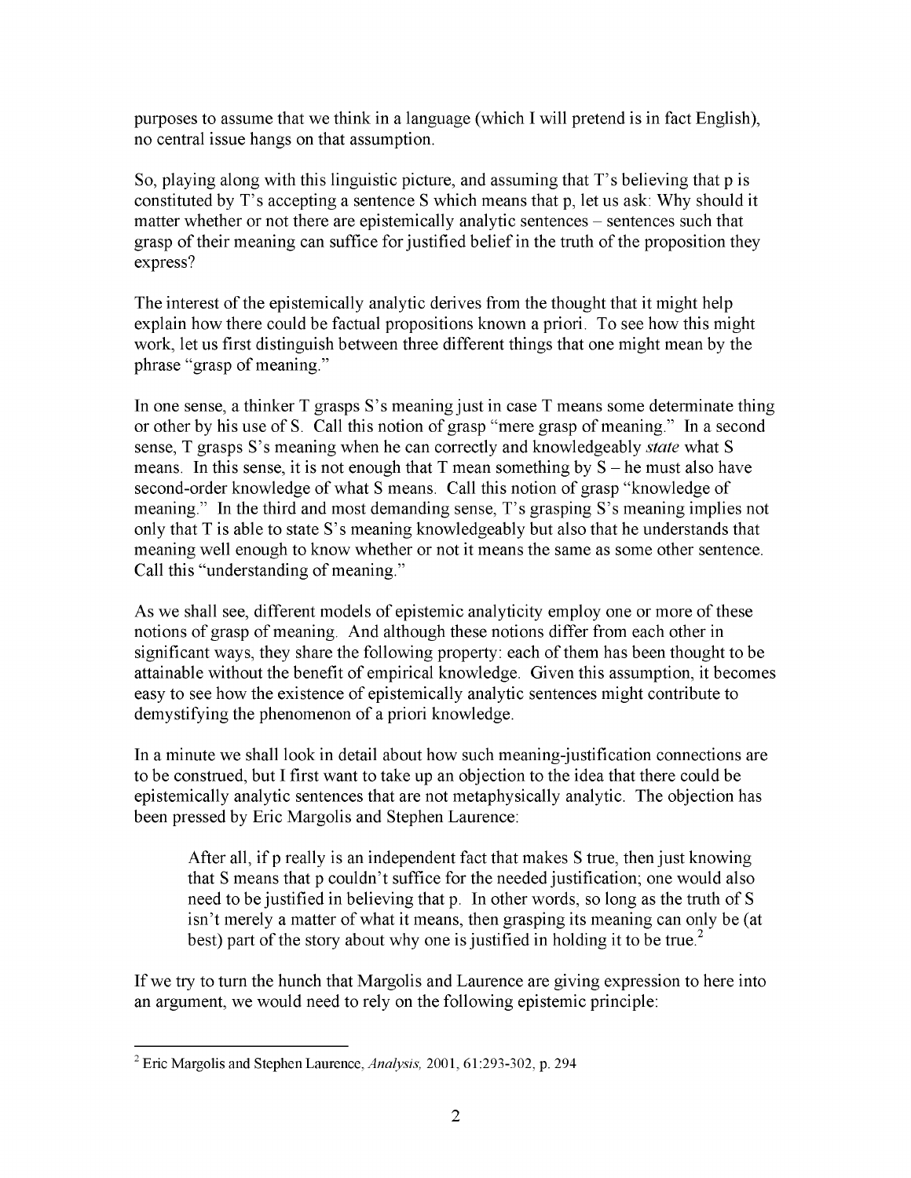purposes to assume that we think in a language (which I will pretend is in fact English), no central issue hangs on that assumption.

So, playing along with this linguistic picture, and assuming that T's believing that p is constituted by T's accepting a sentence S which means that p, let us ask: Why should it matter whether or not there are epistemically analytic sentences – sentences such that grasp of their meaning can suffice for justified belief in the truth of the proposition they express?

The interest of the epistemically analytic derives from the thought that it might help explain how there could be factual propositions known a priori. To see how this might work, let us first distinguish between three different things that one might mean by the phrase "grasp of meaning."

In one sense, a thinker T grasps S's meaning just in case T means some determinate thing or other by his use of S. Call this notion of grasp "mere grasp of meaning." In a second sense, T grasps S's meaning when he can correctly and knowledgeably *state* what S means. In this sense, it is not enough that T mean something by S – he must also have second-order knowledge of what S means. Call this notion of grasp "knowledge of meaning." In the third and most demanding sense, T's grasping S's meaning implies not only that T is able to state S's meaning knowledgeably but also that he understands that meaning well enough to know whether or not it means the same as some other sentence. Call this "understanding of meaning."

As we shall see, different models of epistemic analyticity employ one or more of these notions of grasp of meaning. And although these notions differ from each other in significant ways, they share the following property: each of them has been thought to be attainable without the benefit of empirical knowledge. Given this assumption, it becomes easy to see how the existence of epistemically analytic sentences might contribute to demystifying the phenomenon of a priori knowledge.

In a minute we shall look in detail about how such meaning-justification connections are to be construed, but I first want to take up an objection to the idea that there could be epistemically analytic sentences that are not metaphysically analytic. The objection has been pressed by Eric Margolis and Stephen Laurence:

> After all, if p really is an independent fact that makes S true, then just knowing that S means that p couldn't suffice for the needed justification; one would also need to be justified in believing that p. In other words, so long as the truth of S isn't merely a matter of what it means, then grasping its meaning can only be (at best) part of the story about why one is justified in holding it to be true.[2]

If we try to turn the hunch that Margolis and Laurence are giving expression to here into an argument, we would need to rely on the following epistemic principle:

---

[2] Eric Margolis and Stephen Laurence, *Analysis,* 2001, 61:293-302, p. 294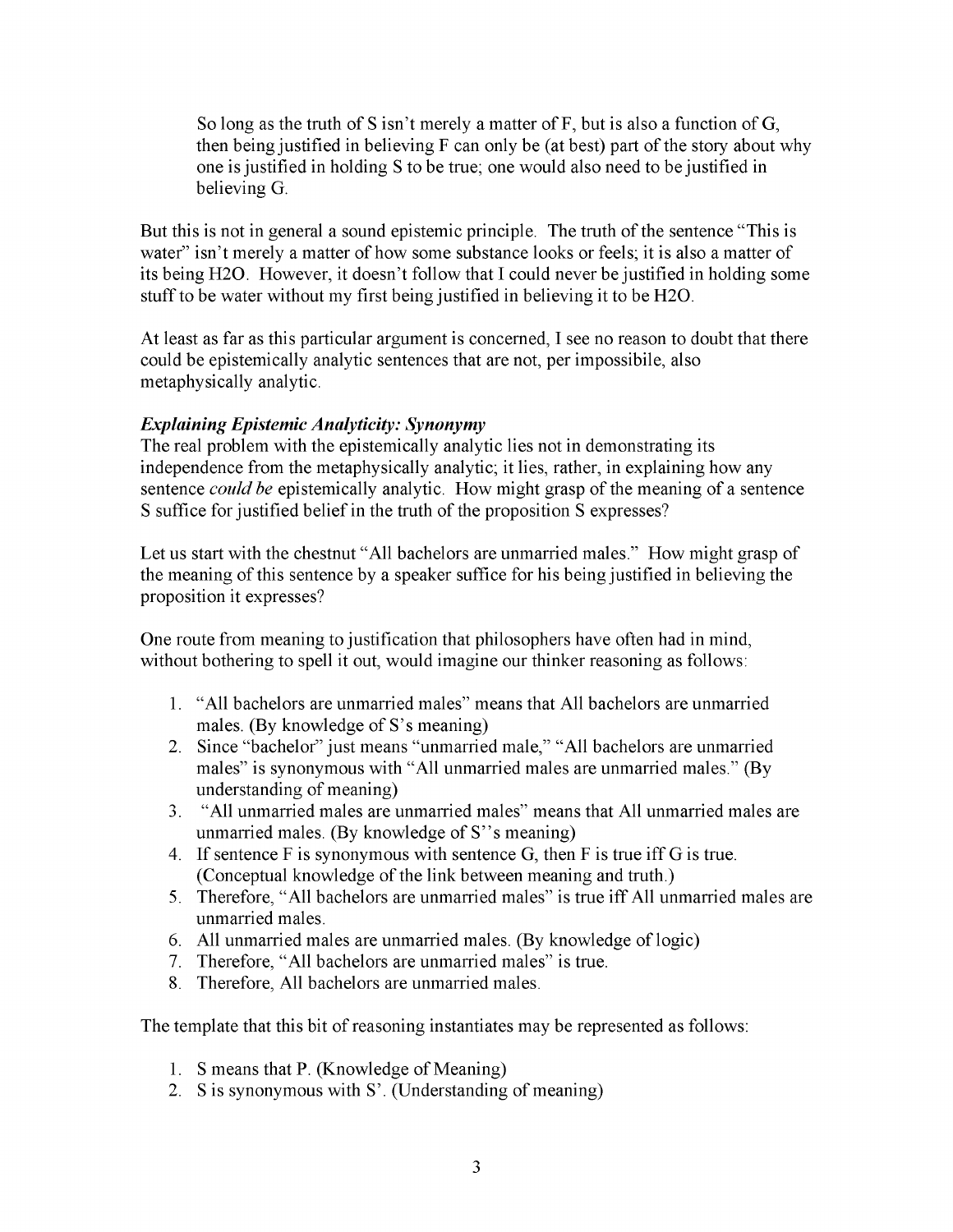> So long as the truth of S isn't merely a matter of F, but is also a function of G, then being justified in believing F can only be (at best) part of the story about why one is justified in holding S to be true; one would also need to be justified in believing G.

But this is not in general a sound epistemic principle. The truth of the sentence "This is water" isn't merely a matter of how some substance looks or feels; it is also a matter of its being H2O. However, it doesn't follow that I could never be justified in holding some stuff to be water without my first being justified in believing it to be H2O.

At least as far as this particular argument is concerned, I see no reason to doubt that there could be epistemically analytic sentences that are not, per impossibile, also metaphysically analytic.

### *Explaining Epistemic Analyticity: Synonymy*

The real problem with the epistemically analytic lies not in demonstrating its independence from the metaphysically analytic; it lies, rather, in explaining how any sentence *could be* epistemically analytic. How might grasp of the meaning of a sentence S suffice for justified belief in the truth of the proposition S expresses?

Let us start with the chestnut "All bachelors are unmarried males." How might grasp of the meaning of this sentence by a speaker suffice for his being justified in believing the proposition it expresses?

One route from meaning to justification that philosophers have often had in mind, without bothering to spell it out, would imagine our thinker reasoning as follows:

1. "All bachelors are unmarried males" means that All bachelors are unmarried males. (By knowledge of S's meaning)
2. Since "bachelor" just means "unmarried male," "All bachelors are unmarried males" is synonymous with "All unmarried males are unmarried males." (By understanding of meaning)
3. "All unmarried males are unmarried males" means that All unmarried males are unmarried males. (By knowledge of S''s meaning)
4. If sentence F is synonymous with sentence G, then F is true iff G is true. (Conceptual knowledge of the link between meaning and truth.)
5. Therefore, "All bachelors are unmarried males" is true iff All unmarried males are unmarried males.
6. All unmarried males are unmarried males. (By knowledge of logic)
7. Therefore, "All bachelors are unmarried males" is true.
8. Therefore, All bachelors are unmarried males.

The template that this bit of reasoning instantiates may be represented as follows:

1. S means that P. (Knowledge of Meaning)
2. S is synonymous with S'. (Understanding of meaning)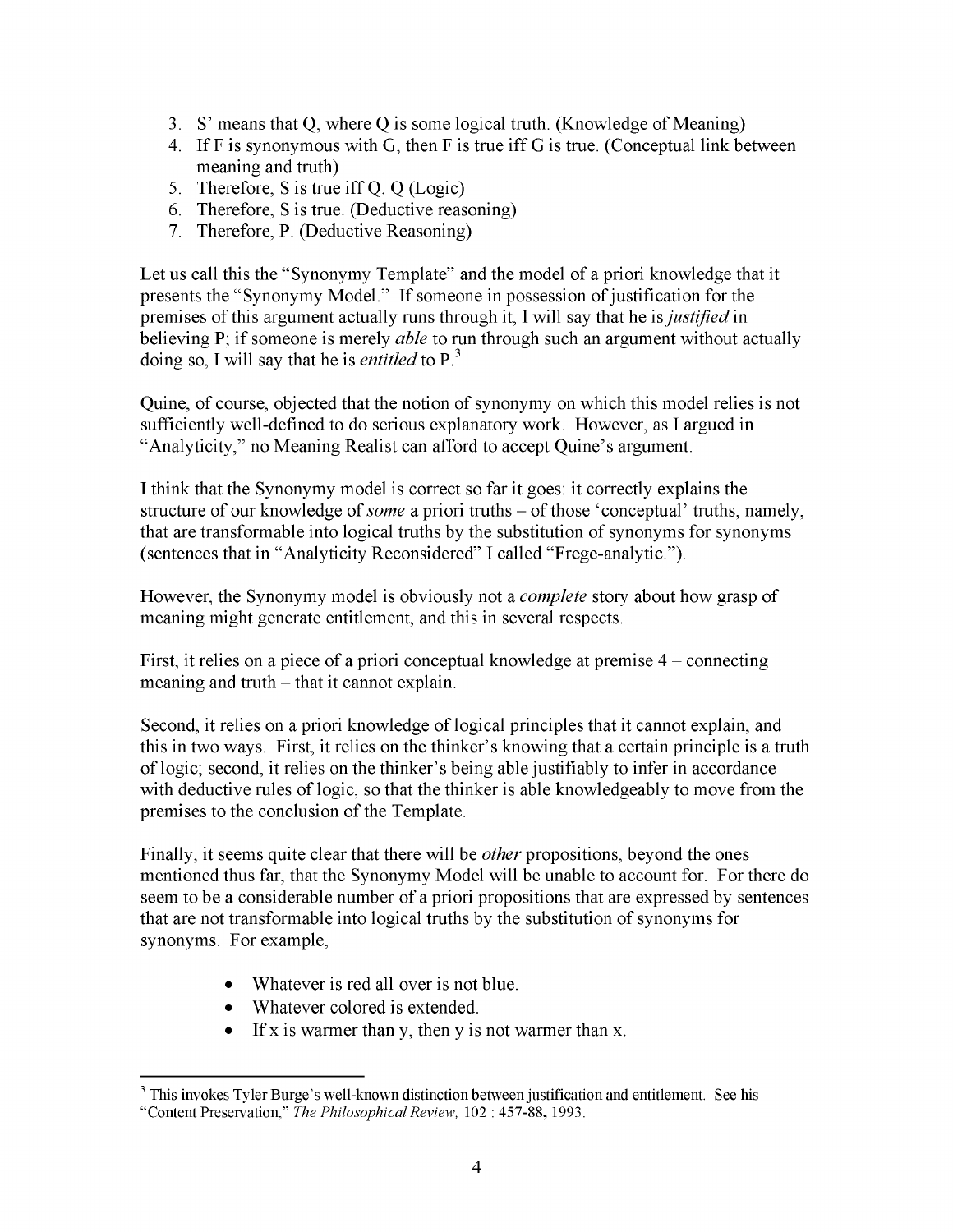3. S' means that Q, where Q is some logical truth. (Knowledge of Meaning)
4. If F is synonymous with G, then F is true iff G is true. (Conceptual link between meaning and truth)
5. Therefore, S is true iff Q. Q (Logic)
6. Therefore, S is true. (Deductive reasoning)
7. Therefore, P. (Deductive Reasoning)

Let us call this the "Synonymy Template" and the model of a priori knowledge that it presents the "Synonymy Model." If someone in possession of justification for the premises of this argument actually runs through it, I will say that he is *justified* in believing P; if someone is merely *able* to run through such an argument without actually doing so, I will say that he is *entitled* to P.[3]

Quine, of course, objected that the notion of synonymy on which this model relies is not sufficiently well-defined to do serious explanatory work. However, as I argued in "Analyticity," no Meaning Realist can afford to accept Quine's argument.

I think that the Synonymy model is correct so far it goes: it correctly explains the structure of our knowledge of *some* a priori truths – of those 'conceptual' truths, namely, that are transformable into logical truths by the substitution of synonyms for synonyms (sentences that in "Analyticity Reconsidered" I called "Frege-analytic.").

However, the Synonymy model is obviously not a *complete* story about how grasp of meaning might generate entitlement, and this in several respects.

First, it relies on a piece of a priori conceptual knowledge at premise 4 – connecting meaning and truth – that it cannot explain.

Second, it relies on a priori knowledge of logical principles that it cannot explain, and this in two ways. First, it relies on the thinker's knowing that a certain principle is a truth of logic; second, it relies on the thinker's being able justifiably to infer in accordance with deductive rules of logic, so that the thinker is able knowledgeably to move from the premises to the conclusion of the Template.

Finally, it seems quite clear that there will be *other* propositions, beyond the ones mentioned thus far, that the Synonymy Model will be unable to account for. For there do seem to be a considerable number of a priori propositions that are expressed by sentences that are not transformable into logical truths by the substitution of synonyms for synonyms. For example,

- Whatever is red all over is not blue.
- Whatever colored is extended.
- If x is warmer than y, then y is not warmer than x.

[3] This invokes Tyler Burge's well-known distinction between justification and entitlement. See his "Content Preservation," *The Philosophical Review*, 102 : 457-88, 1993.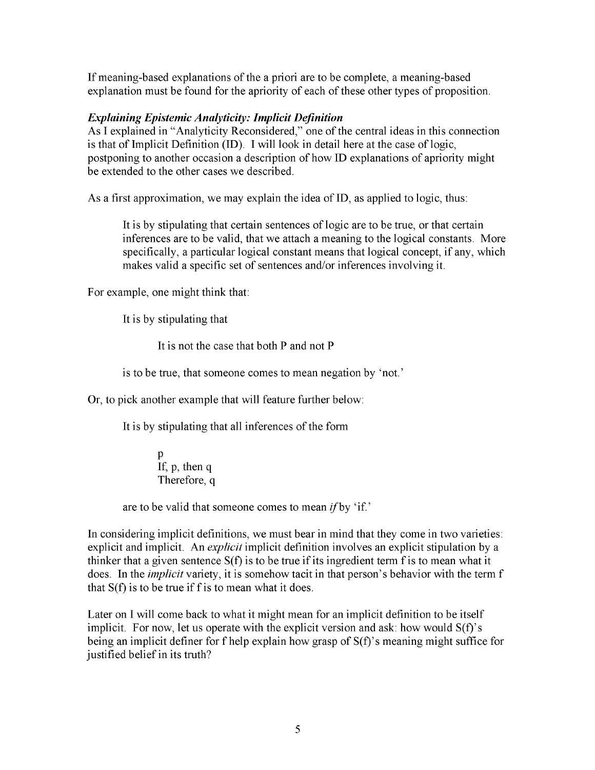If meaning-based explanations of the a priori are to be complete, a meaning-based explanation must be found for the apriority of each of these other types of proposition.

***Explaining Epistemic Analyticity: Implicit Definition***

As I explained in "Analyticity Reconsidered," one of the central ideas in this connection is that of Implicit Definition (ID). I will look in detail here at the case of logic, postponing to another occasion a description of how ID explanations of apriority might be extended to the other cases we described.

As a first approximation, we may explain the idea of ID, as applied to logic, thus:

> It is by stipulating that certain sentences of logic are to be true, or that certain inferences are to be valid, that we attach a meaning to the logical constants. More specifically, a particular logical constant means that logical concept, if any, which makes valid a specific set of sentences and/or inferences involving it.

For example, one might think that:

> It is by stipulating that
>
> > It is not the case that both P and not P
>
> is to be true, that someone comes to mean negation by 'not.'

Or, to pick another example that will feature further below:

> It is by stipulating that all inferences of the form
>
> > p
> > If, p, then q
> > Therefore, q
>
> are to be valid that someone comes to mean *if* by 'if.'

In considering implicit definitions, we must bear in mind that they come in two varieties: explicit and implicit. An *explicit* implicit definition involves an explicit stipulation by a thinker that a given sentence S(f) is to be true if its ingredient term f is to mean what it does. In the *implicit* variety, it is somehow tacit in that person's behavior with the term f that S(f) is to be true if f is to mean what it does.

Later on I will come back to what it might mean for an implicit definition to be itself implicit. For now, let us operate with the explicit version and ask: how would S(f)'s being an implicit definer for f help explain how grasp of S(f)'s meaning might suffice for justified belief in its truth?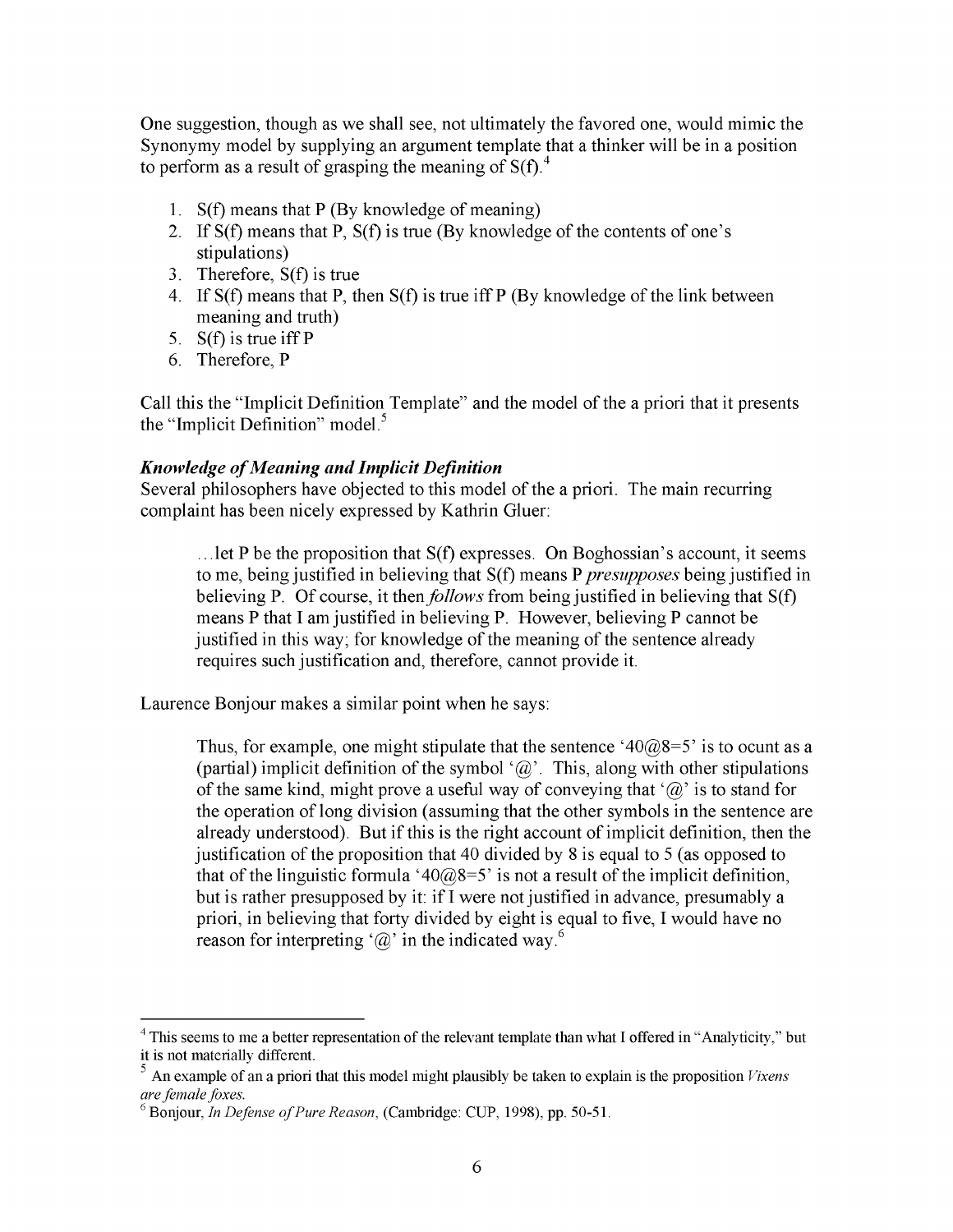One suggestion, though as we shall see, not ultimately the favored one, would mimic the Synonymy model by supplying an argument template that a thinker will be in a position to perform as a result of grasping the meaning of S(f).[4]

1. S(f) means that P (By knowledge of meaning)
2. If S(f) means that P, S(f) is true (By knowledge of the contents of one's stipulations)
3. Therefore, S(f) is true
4. If S(f) means that P, then S(f) is true iff P (By knowledge of the link between meaning and truth)
5. S(f) is true iff P
6. Therefore, P

Call this the "Implicit Definition Template" and the model of the a priori that it presents the "Implicit Definition" model.[5]

***Knowledge of Meaning and Implicit Definition***

Several philosophers have objected to this model of the a priori. The main recurring complaint has been nicely expressed by Kathrin Gluer:

> …let P be the proposition that S(f) expresses. On Boghossian's account, it seems to me, being justified in believing that S(f) means P *presupposes* being justified in believing P. Of course, it then *follows* from being justified in believing that S(f) means P that I am justified in believing P. However, believing P cannot be justified in this way; for knowledge of the meaning of the sentence already requires such justification and, therefore, cannot provide it.

Laurence Bonjour makes a similar point when he says:

> Thus, for example, one might stipulate that the sentence '40@8=5' is to ocunt as a (partial) implicit definition of the symbol '@'. This, along with other stipulations of the same kind, might prove a useful way of conveying that '@' is to stand for the operation of long division (assuming that the other symbols in the sentence are already understood). But if this is the right account of implicit definition, then the justification of the proposition that 40 divided by 8 is equal to 5 (as opposed to that of the linguistic formula '40@8=5' is not a result of the implicit definition, but is rather presupposed by it: if I were not justified in advance, presumably a priori, in believing that forty divided by eight is equal to five, I would have no reason for interpreting '@' in the indicated way.[6]

---

[4] This seems to me a better representation of the relevant template than what I offered in "Analyticity," but it is not materially different.

[5] An example of an a priori that this model might plausibly be taken to explain is the proposition *Vixens are female foxes.*

[6] Bonjour, *In Defense of Pure Reason*, (Cambridge: CUP, 1998), pp. 50-51.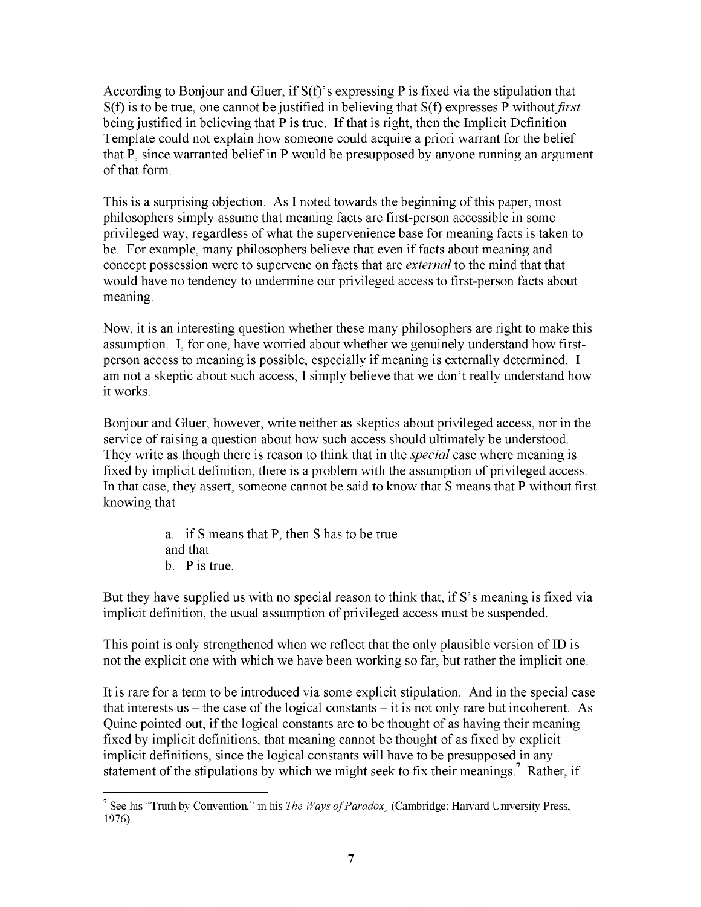According to Bonjour and Gluer, if S(f)'s expressing P is fixed via the stipulation that S(f) is to be true, one cannot be justified in believing that S(f) expresses P without *first* being justified in believing that P is true. If that is right, then the Implicit Definition Template could not explain how someone could acquire a priori warrant for the belief that P, since warranted belief in P would be presupposed by anyone running an argument of that form.

This is a surprising objection. As I noted towards the beginning of this paper, most philosophers simply assume that meaning facts are first-person accessible in some privileged way, regardless of what the supervenience base for meaning facts is taken to be. For example, many philosophers believe that even if facts about meaning and concept possession were to supervene on facts that are *external* to the mind that that would have no tendency to undermine our privileged access to first-person facts about meaning.

Now, it is an interesting question whether these many philosophers are right to make this assumption. I, for one, have worried about whether we genuinely understand how first-person access to meaning is possible, especially if meaning is externally determined. I am not a skeptic about such access; I simply believe that we don't really understand how it works.

Bonjour and Gluer, however, write neither as skeptics about privileged access, nor in the service of raising a question about how such access should ultimately be understood. They write as though there is reason to think that in the *special* case where meaning is fixed by implicit definition, there is a problem with the assumption of privileged access. In that case, they assert, someone cannot be said to know that S means that P without first knowing that

> a. if S means that P, then S has to be true
> and that
> b. P is true.

But they have supplied us with no special reason to think that, if S's meaning is fixed via implicit definition, the usual assumption of privileged access must be suspended.

This point is only strengthened when we reflect that the only plausible version of ID is not the explicit one with which we have been working so far, but rather the implicit one.

It is rare for a term to be introduced via some explicit stipulation. And in the special case that interests us – the case of the logical constants – it is not only rare but incoherent. As Quine pointed out, if the logical constants are to be thought of as having their meaning fixed by implicit definitions, that meaning cannot be thought of as fixed by explicit implicit definitions, since the logical constants will have to be presupposed in any statement of the stipulations by which we might seek to fix their meanings.[7] Rather, if

---

[7] See his "Truth by Convention," in his *The Ways of Paradox*, (Cambridge: Harvard University Press, 1976).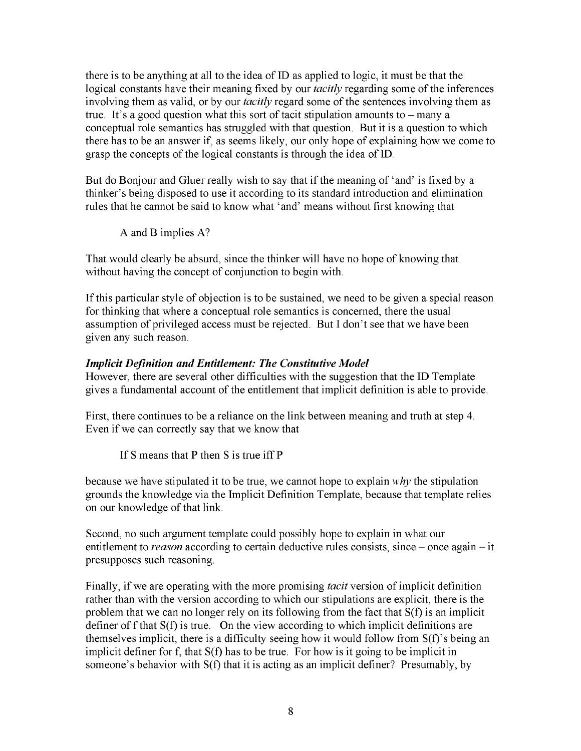there is to be anything at all to the idea of ID as applied to logic, it must be that the logical constants have their meaning fixed by our *tacitly* regarding some of the inferences involving them as valid, or by our *tacitly* regard some of the sentences involving them as true. It's a good question what this sort of tacit stipulation amounts to – many a conceptual role semantics has struggled with that question. But it is a question to which there has to be an answer if, as seems likely, our only hope of explaining how we come to grasp the concepts of the logical constants is through the idea of ID.

But do Bonjour and Gluer really wish to say that if the meaning of 'and' is fixed by a thinker's being disposed to use it according to its standard introduction and elimination rules that he cannot be said to know what 'and' means without first knowing that

> A and B implies A?

That would clearly be absurd, since the thinker will have no hope of knowing that without having the concept of conjunction to begin with.

If this particular style of objection is to be sustained, we need to be given a special reason for thinking that where a conceptual role semantics is concerned, there the usual assumption of privileged access must be rejected. But I don't see that we have been given any such reason.

### *Implicit Definition and Entitlement: The Constitutive Model*

However, there are several other difficulties with the suggestion that the ID Template gives a fundamental account of the entitlement that implicit definition is able to provide.

First, there continues to be a reliance on the link between meaning and truth at step 4. Even if we can correctly say that we know that

> If S means that P then S is true iff P

because we have stipulated it to be true, we cannot hope to explain *why* the stipulation grounds the knowledge via the Implicit Definition Template, because that template relies on our knowledge of that link.

Second, no such argument template could possibly hope to explain in what our entitlement to *reason* according to certain deductive rules consists, since – once again – it presupposes such reasoning.

Finally, if we are operating with the more promising *tacit* version of implicit definition rather than with the version according to which our stipulations are explicit, there is the problem that we can no longer rely on its following from the fact that S(f) is an implicit definer of f that S(f) is true. On the view according to which implicit definitions are themselves implicit, there is a difficulty seeing how it would follow from S(f)'s being an implicit definer for f, that S(f) has to be true. For how is it going to be implicit in someone's behavior with S(f) that it is acting as an implicit definer? Presumably, by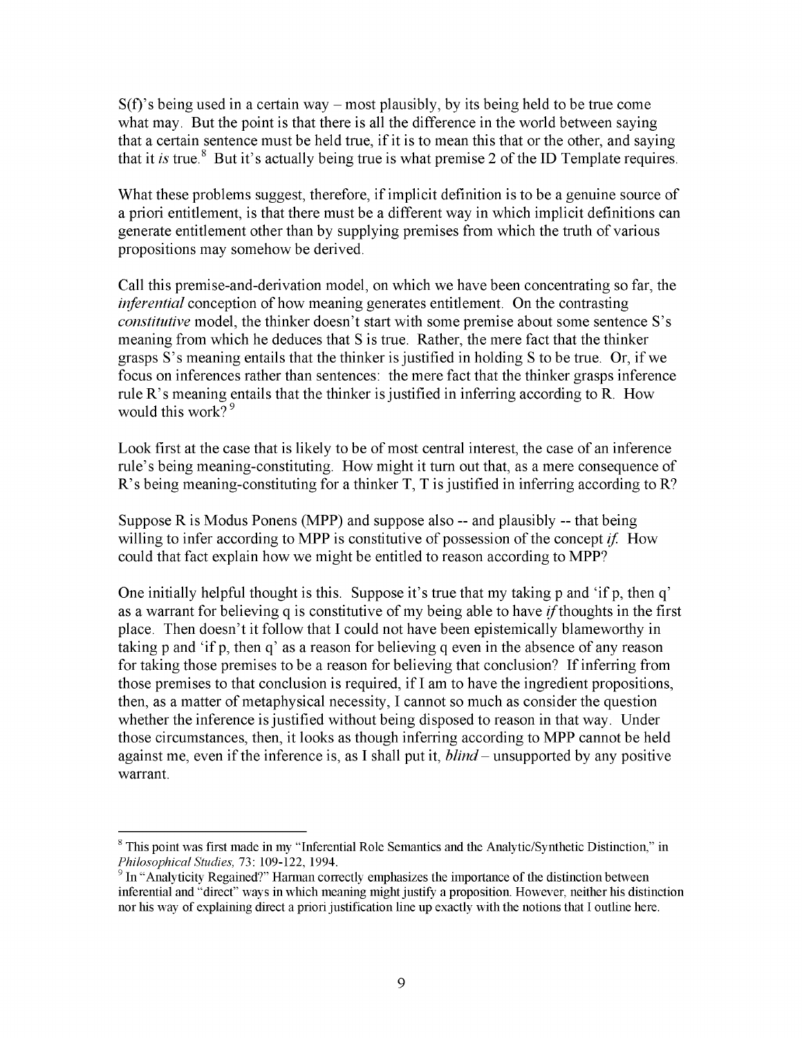S(f)'s being used in a certain way – most plausibly, by its being held to be true come what may. But the point is that there is all the difference in the world between saying that a certain sentence must be held true, if it is to mean this that or the other, and saying that it *is* true.[8] But it's actually being true is what premise 2 of the ID Template requires.

What these problems suggest, therefore, if implicit definition is to be a genuine source of a priori entitlement, is that there must be a different way in which implicit definitions can generate entitlement other than by supplying premises from which the truth of various propositions may somehow be derived.

Call this premise-and-derivation model, on which we have been concentrating so far, the *inferential* conception of how meaning generates entitlement. On the contrasting *constitutive* model, the thinker doesn't start with some premise about some sentence S's meaning from which he deduces that S is true. Rather, the mere fact that the thinker grasps S's meaning entails that the thinker is justified in holding S to be true. Or, if we focus on inferences rather than sentences: the mere fact that the thinker grasps inference rule R's meaning entails that the thinker is justified in inferring according to R. How would this work?[9]

Look first at the case that is likely to be of most central interest, the case of an inference rule's being meaning-constituting. How might it turn out that, as a mere consequence of R's being meaning-constituting for a thinker T, T is justified in inferring according to R?

Suppose R is Modus Ponens (MPP) and suppose also -- and plausibly -- that being willing to infer according to MPP is constitutive of possession of the concept *if*. How could that fact explain how we might be entitled to reason according to MPP?

One initially helpful thought is this. Suppose it's true that my taking p and 'if p, then q' as a warrant for believing q is constitutive of my being able to have *if* thoughts in the first place. Then doesn't it follow that I could not have been epistemically blameworthy in taking p and 'if p, then q' as a reason for believing q even in the absence of any reason for taking those premises to be a reason for believing that conclusion? If inferring from those premises to that conclusion is required, if I am to have the ingredient propositions, then, as a matter of metaphysical necessity, I cannot so much as consider the question whether the inference is justified without being disposed to reason in that way. Under those circumstances, then, it looks as though inferring according to MPP cannot be held against me, even if the inference is, as I shall put it, *blind* – unsupported by any positive warrant.

---

[8] This point was first made in my "Inferential Role Semantics and the Analytic/Synthetic Distinction," in *Philosophical Studies*, 73: 109-122, 1994.

[9] In "Analyticity Regained?" Harman correctly emphasizes the importance of the distinction between inferential and "direct" ways in which meaning might justify a proposition. However, neither his distinction nor his way of explaining direct a priori justification line up exactly with the notions that I outline here.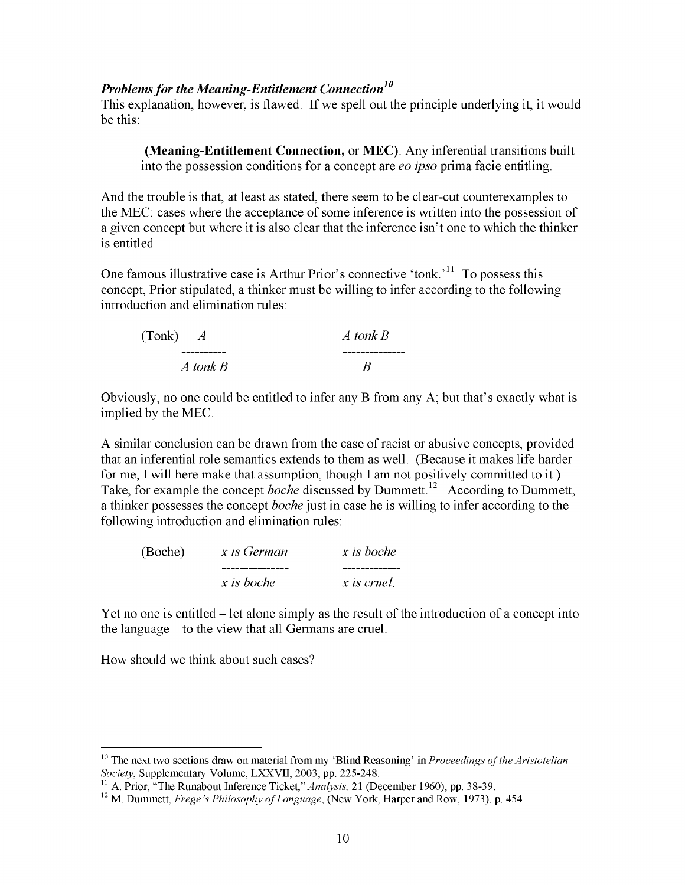***Problems for the Meaning-Entitlement Connection*[10]**

This explanation, however, is flawed. If we spell out the principle underlying it, it would be this:

> **(Meaning-Entitlement Connection,** or **MEC)**: Any inferential transitions built into the possession conditions for a concept are *eo ipso* prima facie entitling.

And the trouble is that, at least as stated, there seem to be clear-cut counterexamples to the MEC: cases where the acceptance of some inference is written into the possession of a given concept but where it is also clear that the inference isn't one to which the thinker is entitled.

One famous illustrative case is Arthur Prior's connective 'tonk.'[11] To possess this concept, Prior stipulated, a thinker must be willing to infer according to the following introduction and elimination rules:

$$\text{(Tonk)} \quad \frac{A}{A \textit{ tonk } B} \qquad\qquad \frac{A \textit{ tonk } B}{B}$$

Obviously, no one could be entitled to infer any B from any A; but that's exactly what is implied by the MEC.

A similar conclusion can be drawn from the case of racist or abusive concepts, provided that an inferential role semantics extends to them as well. (Because it makes life harder for me, I will here make that assumption, though I am not positively committed to it.) Take, for example the concept *boche* discussed by Dummett.[12] According to Dummett, a thinker possesses the concept *boche* just in case he is willing to infer according to the following introduction and elimination rules:

$$\text{(Boche)} \quad \frac{x \textit{ is German}}{x \textit{ is boche}} \qquad\qquad \frac{x \textit{ is boche}}{x \textit{ is cruel.}}$$

Yet no one is entitled – let alone simply as the result of the introduction of a concept into the language – to the view that all Germans are cruel.

How should we think about such cases?

---

[10] The next two sections draw on material from my 'Blind Reasoning' in *Proceedings of the Aristotelian Society*, Supplementary Volume, LXXVII, 2003, pp. 225-248.

[11] A. Prior, "The Runabout Inference Ticket," *Analysis,* 21 (December 1960), pp. 38-39.

[12] M. Dummett, *Frege's Philosophy of Language*, (New York, Harper and Row, 1973), p. 454.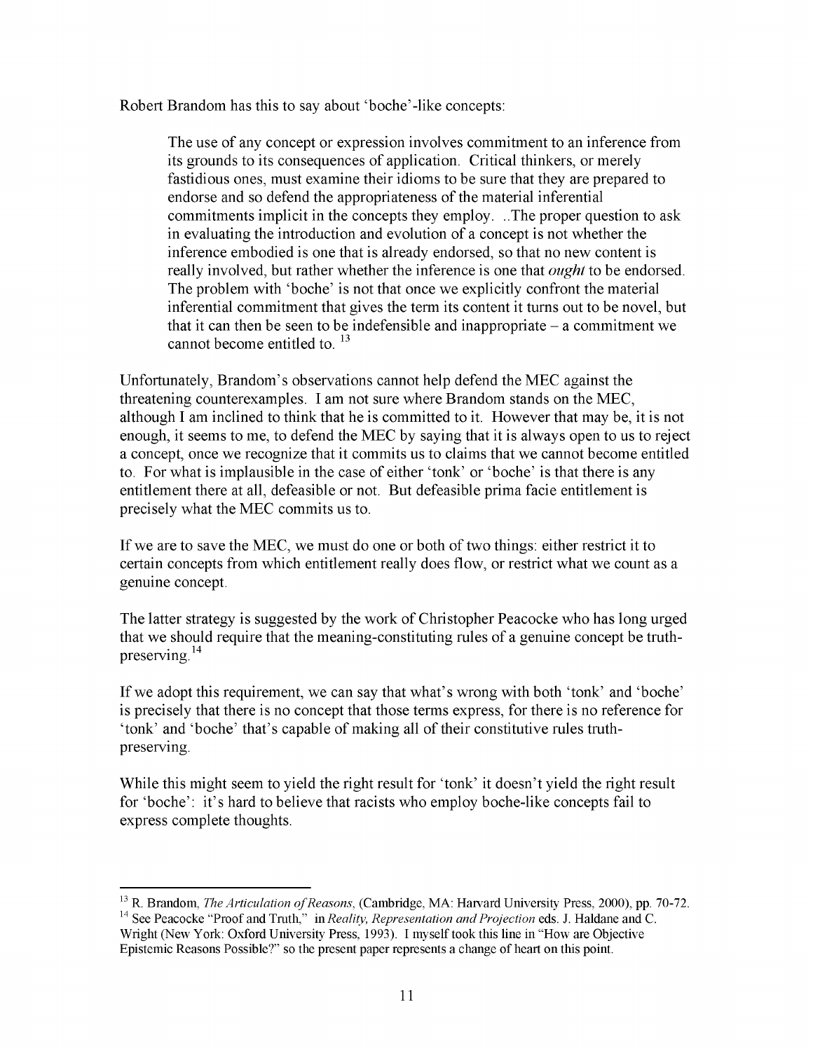Robert Brandom has this to say about 'boche'-like concepts:

> The use of any concept or expression involves commitment to an inference from its grounds to its consequences of application. Critical thinkers, or merely fastidious ones, must examine their idioms to be sure that they are prepared to endorse and so defend the appropriateness of the material inferential commitments implicit in the concepts they employ. ..The proper question to ask in evaluating the introduction and evolution of a concept is not whether the inference embodied is one that is already endorsed, so that no new content is really involved, but rather whether the inference is one that *ought* to be endorsed. The problem with 'boche' is not that once we explicitly confront the material inferential commitment that gives the term its content it turns out to be novel, but that it can then be seen to be indefensible and inappropriate – a commitment we cannot become entitled to. [13]

Unfortunately, Brandom's observations cannot help defend the MEC against the threatening counterexamples. I am not sure where Brandom stands on the MEC, although I am inclined to think that he is committed to it. However that may be, it is not enough, it seems to me, to defend the MEC by saying that it is always open to us to reject a concept, once we recognize that it commits us to claims that we cannot become entitled to. For what is implausible in the case of either 'tonk' or 'boche' is that there is any entitlement there at all, defeasible or not. But defeasible prima facie entitlement is precisely what the MEC commits us to.

If we are to save the MEC, we must do one or both of two things: either restrict it to certain concepts from which entitlement really does flow, or restrict what we count as a genuine concept.

The latter strategy is suggested by the work of Christopher Peacocke who has long urged that we should require that the meaning-constituting rules of a genuine concept be truth-preserving.[14]

If we adopt this requirement, we can say that what's wrong with both 'tonk' and 'boche' is precisely that there is no concept that those terms express, for there is no reference for 'tonk' and 'boche' that's capable of making all of their constitutive rules truth-preserving.

While this might seem to yield the right result for 'tonk' it doesn't yield the right result for 'boche': it's hard to believe that racists who employ boche-like concepts fail to express complete thoughts.

---

[13] R. Brandom, *The Articulation of Reasons*, (Cambridge, MA: Harvard University Press, 2000), pp. 70-72.

[14] See Peacocke "Proof and Truth," in *Reality, Representation and Projection* eds. J. Haldane and C. Wright (New York: Oxford University Press, 1993). I myself took this line in "How are Objective Epistemic Reasons Possible?" so the present paper represents a change of heart on this point.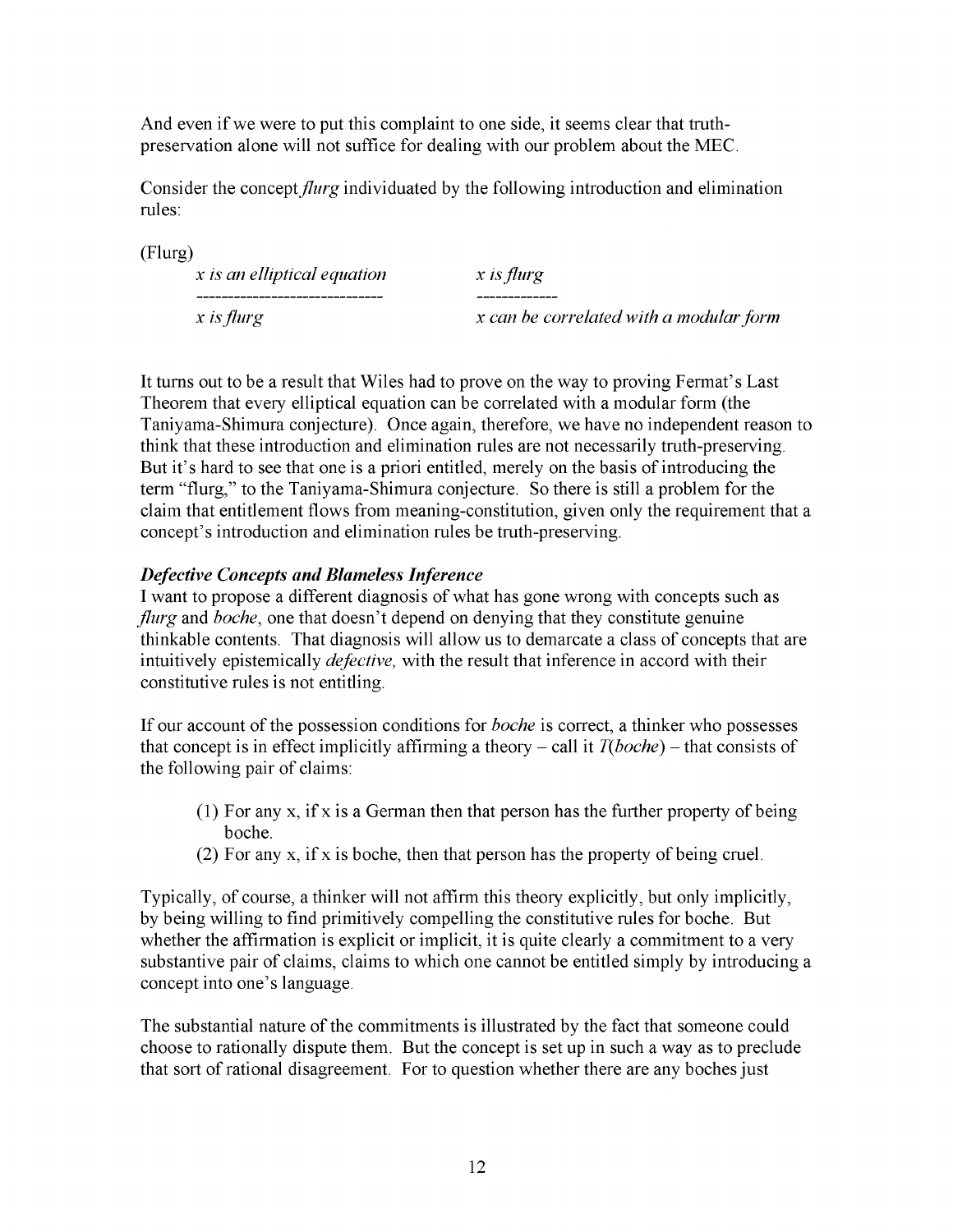And even if we were to put this complaint to one side, it seems clear that truth-preservation alone will not suffice for dealing with our problem about the MEC.

Consider the concept *flurg* individuated by the following introduction and elimination rules:

(Flurg)

| *x is an elliptical equation* | *x is flurg* |
| --- | --- |
| *x is flurg* | *x can be correlated with a modular form* |

It turns out to be a result that Wiles had to prove on the way to proving Fermat's Last Theorem that every elliptical equation can be correlated with a modular form (the Taniyama-Shimura conjecture). Once again, therefore, we have no independent reason to think that these introduction and elimination rules are not necessarily truth-preserving. But it's hard to see that one is a priori entitled, merely on the basis of introducing the term "flurg," to the Taniyama-Shimura conjecture. So there is still a problem for the claim that entitlement flows from meaning-constitution, given only the requirement that a concept's introduction and elimination rules be truth-preserving.

### ***Defective Concepts and Blameless Inference***

I want to propose a different diagnosis of what has gone wrong with concepts such as *flurg* and *boche*, one that doesn't depend on denying that they constitute genuine thinkable contents. That diagnosis will allow us to demarcate a class of concepts that are intuitively epistemically *defective*, with the result that inference in accord with their constitutive rules is not entitling.

If our account of the possession conditions for *boche* is correct, a thinker who possesses that concept is in effect implicitly affirming a theory – call it *T*(*boche*) – that consists of the following pair of claims:

1. For any x, if x is a German then that person has the further property of being boche.
2. For any x, if x is boche, then that person has the property of being cruel.

Typically, of course, a thinker will not affirm this theory explicitly, but only implicitly, by being willing to find primitively compelling the constitutive rules for boche. But whether the affirmation is explicit or implicit, it is quite clearly a commitment to a very substantive pair of claims, claims to which one cannot be entitled simply by introducing a concept into one's language.

The substantial nature of the commitments is illustrated by the fact that someone could choose to rationally dispute them. But the concept is set up in such a way as to preclude that sort of rational disagreement. For to question whether there are any boches just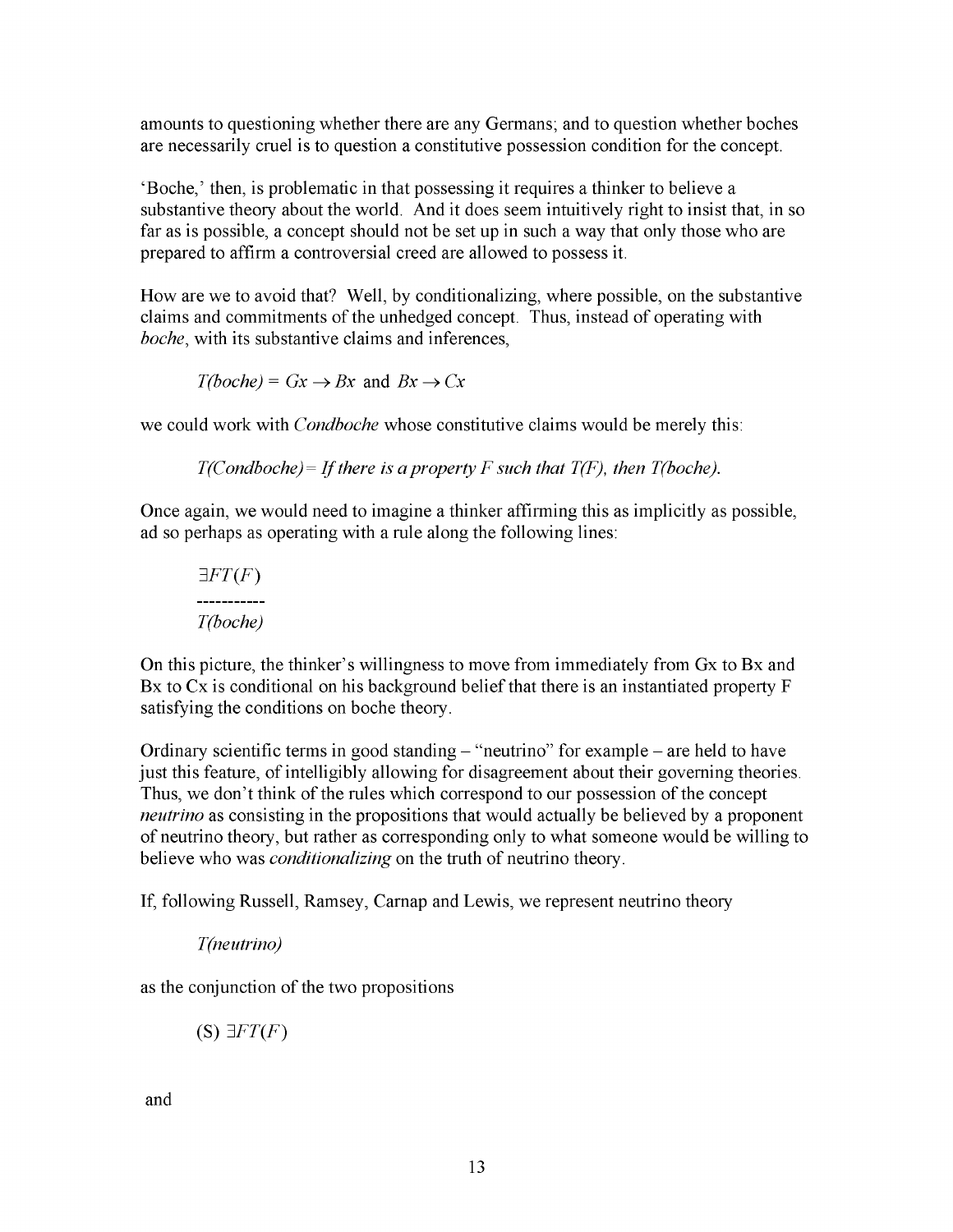amounts to questioning whether there are any Germans; and to question whether boches are necessarily cruel is to question a constitutive possession condition for the concept.

'Boche,' then, is problematic in that possessing it requires a thinker to believe a substantive theory about the world. And it does seem intuitively right to insist that, in so far as is possible, a concept should not be set up in such a way that only those who are prepared to affirm a controversial creed are allowed to possess it.

How are we to avoid that? Well, by conditionalizing, where possible, on the substantive claims and commitments of the unhedged concept. Thus, instead of operating with *boche*, with its substantive claims and inferences,

$$T(boche) = Gx \rightarrow Bx \text{ and } Bx \rightarrow Cx$$

we could work with *Condboche* whose constitutive claims would be merely this:

$$T(Condboche) = \textit{If there is a property } F \textit{ such that } T(F), \textit{ then } T(boche).$$

Once again, we would need to imagine a thinker affirming this as implicitly as possible, ad so perhaps as operating with a rule along the following lines:

$$\frac{\exists F T(F)}{T(boche)}$$

On this picture, the thinker's willingness to move from immediately from Gx to Bx and Bx to Cx is conditional on his background belief that there is an instantiated property F satisfying the conditions on boche theory.

Ordinary scientific terms in good standing – "neutrino" for example – are held to have just this feature, of intelligibly allowing for disagreement about their governing theories. Thus, we don't think of the rules which correspond to our possession of the concept *neutrino* as consisting in the propositions that would actually be believed by a proponent of neutrino theory, but rather as corresponding only to what someone would be willing to believe who was *conditionalizing* on the truth of neutrino theory.

If, following Russell, Ramsey, Carnap and Lewis, we represent neutrino theory

$$T(neutrino)$$

as the conjunction of the two propositions

$$\text{(S) } \exists F T(F)$$

and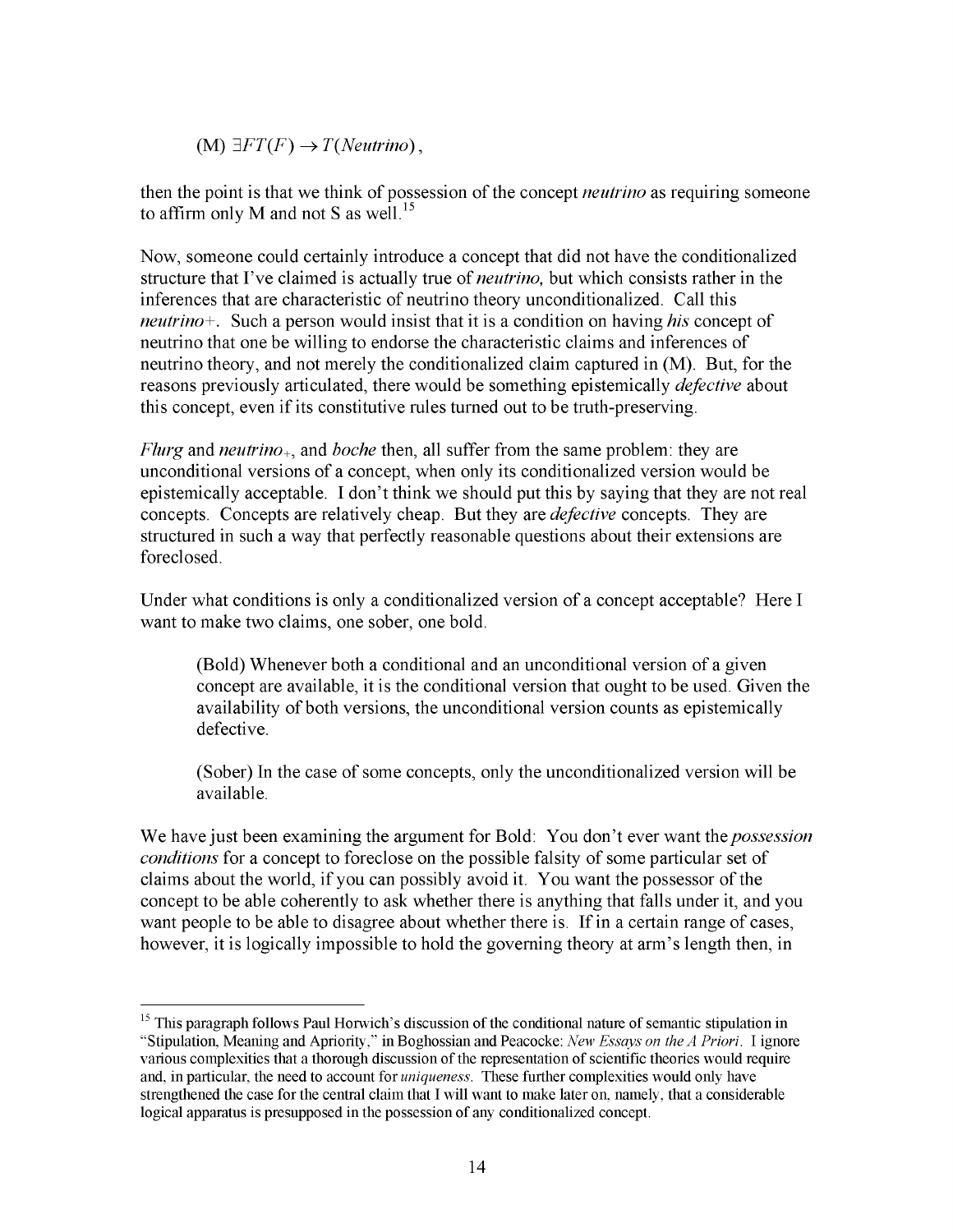(M) $\exists F T(F) \rightarrow T(Neutrino)$,

then the point is that we think of possession of the concept *neutrino* as requiring someone to affirm only M and not S as well.[15]

Now, someone could certainly introduce a concept that did not have the conditionalized structure that I've claimed is actually true of *neutrino,* but which consists rather in the inferences that are characteristic of neutrino theory unconditionalized. Call this *neutrino+*. Such a person would insist that it is a condition on having *his* concept of neutrino that one be willing to endorse the characteristic claims and inferences of neutrino theory, and not merely the conditionalized claim captured in (M). But, for the reasons previously articulated, there would be something epistemically *defective* about this concept, even if its constitutive rules turned out to be truth-preserving.

*Flurg* and *neutrino$_+$*, and *boche* then, all suffer from the same problem: they are unconditional versions of a concept, when only its conditionalized version would be epistemically acceptable. I don't think we should put this by saying that they are not real concepts. Concepts are relatively cheap. But they are *defective* concepts. They are structured in such a way that perfectly reasonable questions about their extensions are foreclosed.

Under what conditions is only a conditionalized version of a concept acceptable? Here I want to make two claims, one sober, one bold.

> (Bold) Whenever both a conditional and an unconditional version of a given concept are available, it is the conditional version that ought to be used. Given the availability of both versions, the unconditional version counts as epistemically defective.
>
> (Sober) In the case of some concepts, only the unconditionalized version will be available.

We have just been examining the argument for Bold: You don't ever want the *possession conditions* for a concept to foreclose on the possible falsity of some particular set of claims about the world, if you can possibly avoid it. You want the possessor of the concept to be able coherently to ask whether there is anything that falls under it, and you want people to be able to disagree about whether there is. If in a certain range of cases, however, it is logically impossible to hold the governing theory at arm's length then, in

---

[15] This paragraph follows Paul Horwich's discussion of the conditional nature of semantic stipulation in "Stipulation, Meaning and Apriority," in Boghossian and Peacocke: *New Essays on the A Priori*. I ignore various complexities that a thorough discussion of the representation of scientific theories would require and, in particular, the need to account for *uniqueness*. These further complexities would only have strengthened the case for the central claim that I will want to make later on, namely, that a considerable logical apparatus is presupposed in the possession of any conditionalized concept.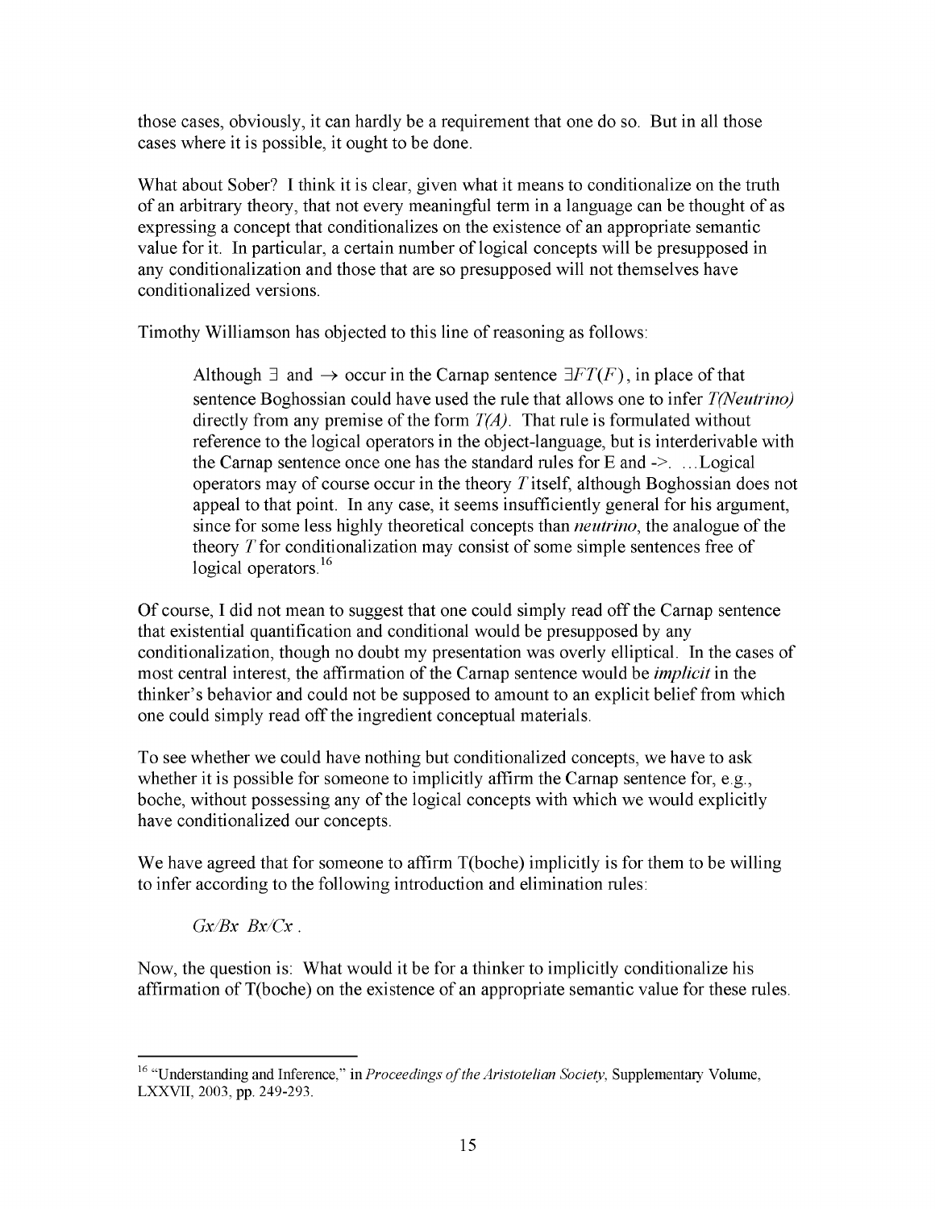those cases, obviously, it can hardly be a requirement that one do so. But in all those cases where it is possible, it ought to be done.

What about Sober? I think it is clear, given what it means to conditionalize on the truth of an arbitrary theory, that not every meaningful term in a language can be thought of as expressing a concept that conditionalizes on the existence of an appropriate semantic value for it. In particular, a certain number of logical concepts will be presupposed in any conditionalization and those that are so presupposed will not themselves have conditionalized versions.

Timothy Williamson has objected to this line of reasoning as follows:

> Although $\exists$ and $\rightarrow$ occur in the Carnap sentence $\exists F T(F)$, in place of that sentence Boghossian could have used the rule that allows one to infer *T(Neutrino)* directly from any premise of the form *T(A)*. That rule is formulated without reference to the logical operators in the object-language, but is interderivable with the Carnap sentence once one has the standard rules for E and ->. …Logical operators may of course occur in the theory *T* itself, although Boghossian does not appeal to that point. In any case, it seems insufficiently general for his argument, since for some less highly theoretical concepts than *neutrino*, the analogue of the theory *T* for conditionalization may consist of some simple sentences free of logical operators.[16]

Of course, I did not mean to suggest that one could simply read off the Carnap sentence that existential quantification and conditional would be presupposed by any conditionalization, though no doubt my presentation was overly elliptical. In the cases of most central interest, the affirmation of the Carnap sentence would be *implicit* in the thinker's behavior and could not be supposed to amount to an explicit belief from which one could simply read off the ingredient conceptual materials.

To see whether we could have nothing but conditionalized concepts, we have to ask whether it is possible for someone to implicitly affirm the Carnap sentence for, e.g., boche, without possessing any of the logical concepts with which we would explicitly have conditionalized our concepts.

We have agreed that for someone to affirm T(boche) implicitly is for them to be willing to infer according to the following introduction and elimination rules:

> *Gx/Bx Bx/Cx* .

Now, the question is: What would it be for a thinker to implicitly conditionalize his affirmation of T(boche) on the existence of an appropriate semantic value for these rules.

---

[16] "Understanding and Inference," in *Proceedings of the Aristotelian Society*, Supplementary Volume, LXXVII, 2003, pp. 249-293.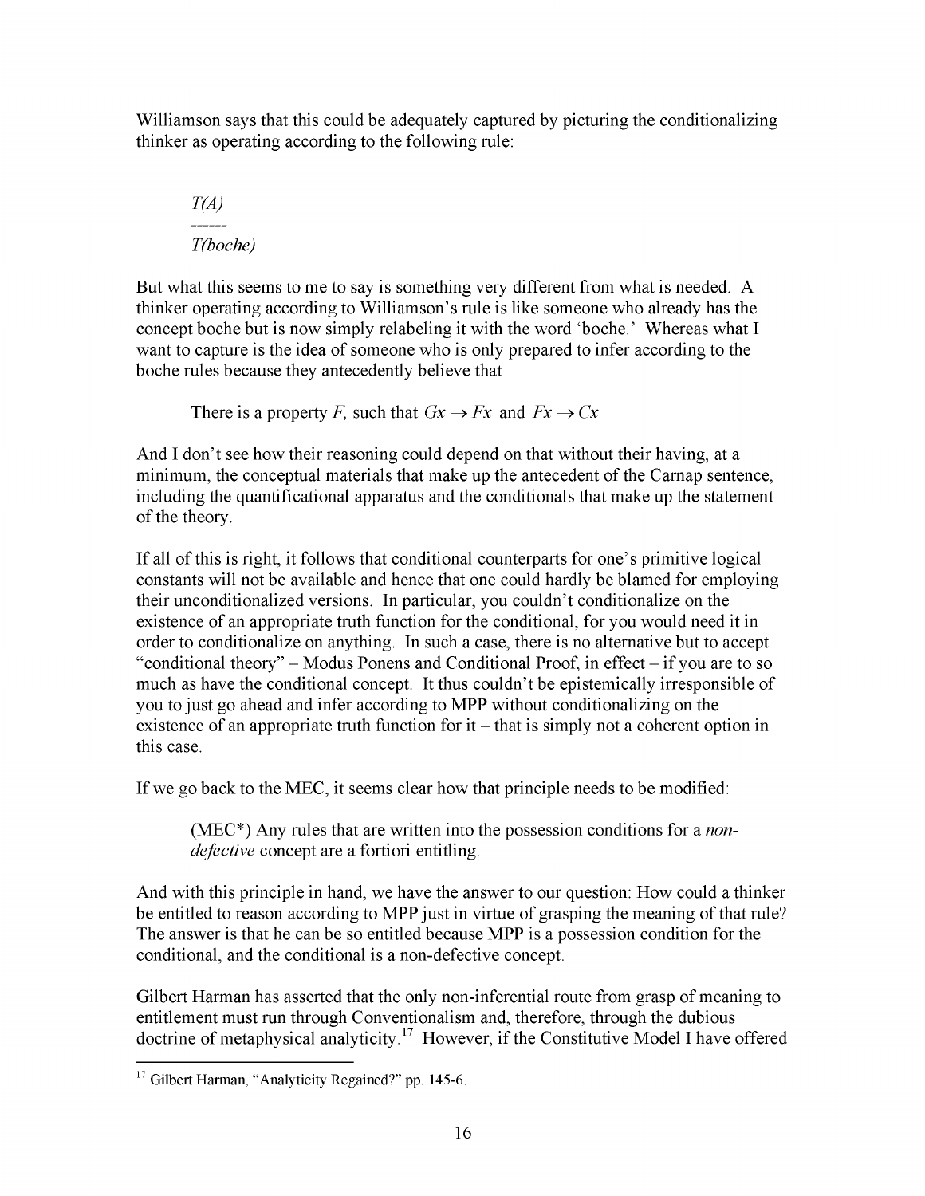Williamson says that this could be adequately captured by picturing the conditionalizing thinker as operating according to the following rule:

> *T(A)*
> ------
> *T(boche)*

But what this seems to me to say is something very different from what is needed. A thinker operating according to Williamson's rule is like someone who already has the concept boche but is now simply relabeling it with the word 'boche.' Whereas what I want to capture is the idea of someone who is only prepared to infer according to the boche rules because they antecedently believe that

> There is a property $F$, such that $Gx \rightarrow Fx$ and $Fx \rightarrow Cx$

And I don't see how their reasoning could depend on that without their having, at a minimum, the conceptual materials that make up the antecedent of the Carnap sentence, including the quantificational apparatus and the conditionals that make up the statement of the theory.

If all of this is right, it follows that conditional counterparts for one's primitive logical constants will not be available and hence that one could hardly be blamed for employing their unconditionalized versions. In particular, you couldn't conditionalize on the existence of an appropriate truth function for the conditional, for you would need it in order to conditionalize on anything. In such a case, there is no alternative but to accept "conditional theory" – Modus Ponens and Conditional Proof, in effect – if you are to so much as have the conditional concept. It thus couldn't be epistemically irresponsible of you to just go ahead and infer according to MPP without conditionalizing on the existence of an appropriate truth function for it – that is simply not a coherent option in this case.

If we go back to the MEC, it seems clear how that principle needs to be modified:

> (MEC*) Any rules that are written into the possession conditions for a *non-defective* concept are a fortiori entitling.

And with this principle in hand, we have the answer to our question: How could a thinker be entitled to reason according to MPP just in virtue of grasping the meaning of that rule? The answer is that he can be so entitled because MPP is a possession condition for the conditional, and the conditional is a non-defective concept.

Gilbert Harman has asserted that the only non-inferential route from grasp of meaning to entitlement must run through Conventionalism and, therefore, through the dubious doctrine of metaphysical analyticity.[17] However, if the Constitutive Model I have offered

---

[17] Gilbert Harman, "Analyticity Regained?" pp. 145-6.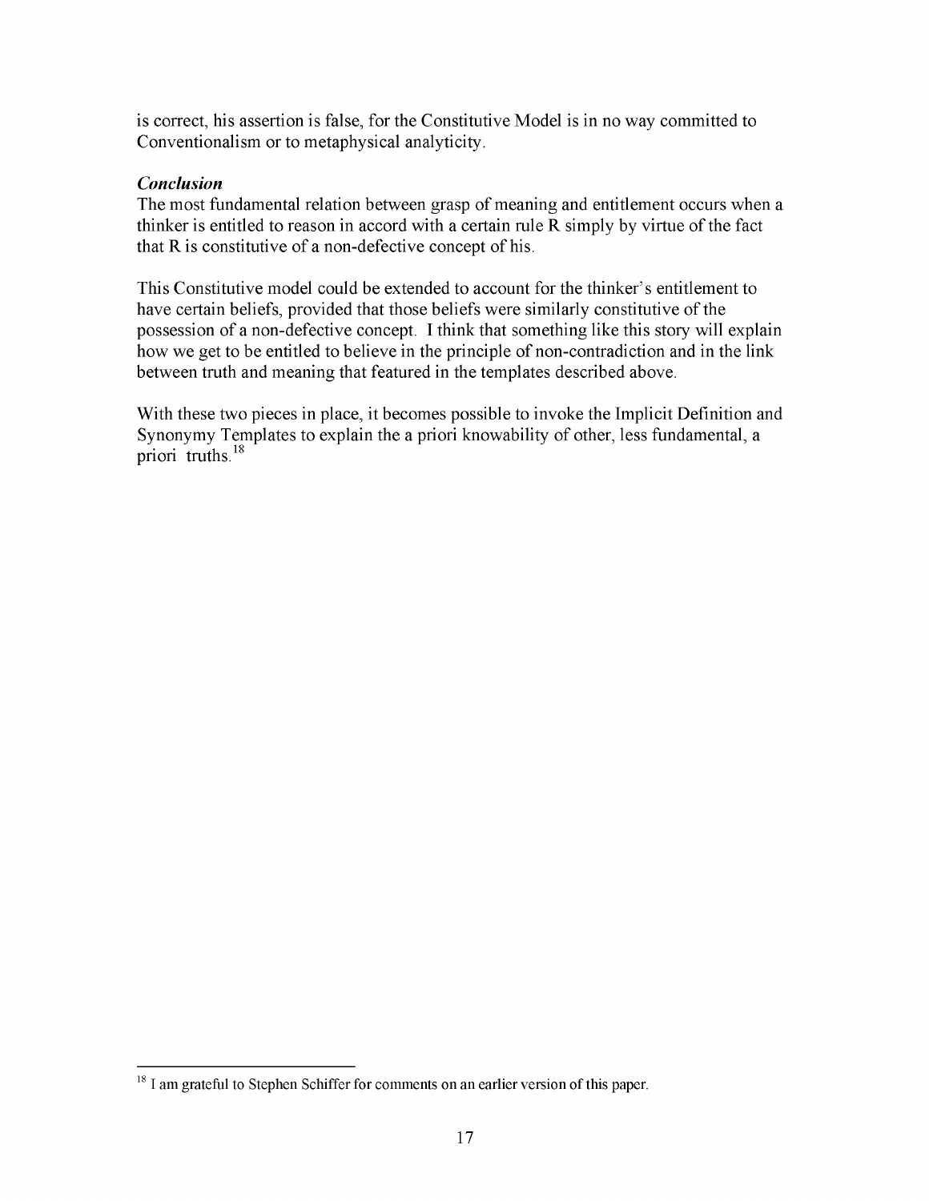is correct, his assertion is false, for the Constitutive Model is in no way committed to Conventionalism or to metaphysical analyticity.

### *Conclusion*

The most fundamental relation between grasp of meaning and entitlement occurs when a thinker is entitled to reason in accord with a certain rule R simply by virtue of the fact that R is constitutive of a non-defective concept of his.

This Constitutive model could be extended to account for the thinker's entitlement to have certain beliefs, provided that those beliefs were similarly constitutive of the possession of a non-defective concept. I think that something like this story will explain how we get to be entitled to believe in the principle of non-contradiction and in the link between truth and meaning that featured in the templates described above.

With these two pieces in place, it becomes possible to invoke the Implicit Definition and Synonymy Templates to explain the a priori knowability of other, less fundamental, a priori truths.[18]

---

[18] I am grateful to Stephen Schiffer for comments on an earlier version of this paper.